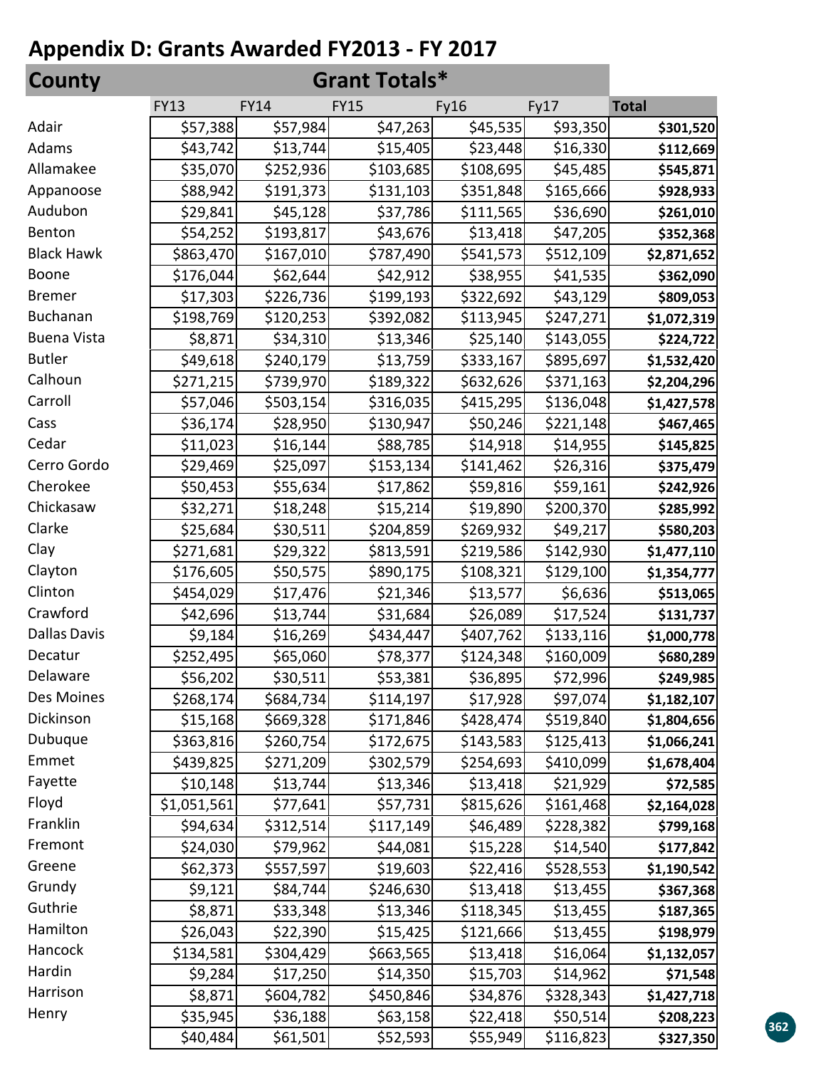# Appendix D: Grants Awarded FY2013 - FY 2017

| County | Grant Totals* | | | | | |
|---|---|---|---|---|---|---|
| | FY13 | FY14 | FY15 | Fy16 | Fy17 | Total |
| Adair | $57,388 | $57,984 | $47,263 | $45,535 | $93,350 | **$301,520** |
| Adams | $43,742 | $13,744 | $15,405 | $23,448 | $16,330 | **$112,669** |
| Allamakee | $35,070 | $252,936 | $103,685 | $108,695 | $45,485 | **$545,871** |
| Appanoose | $88,942 | $191,373 | $131,103 | $351,848 | $165,666 | **$928,933** |
| Audubon | $29,841 | $45,128 | $37,786 | $111,565 | $36,690 | **$261,010** |
| Benton | $54,252 | $193,817 | $43,676 | $13,418 | $47,205 | **$352,368** |
| Black Hawk | $863,470 | $167,010 | $787,490 | $541,573 | $512,109 | **$2,871,652** |
| Boone | $176,044 | $62,644 | $42,912 | $38,955 | $41,535 | **$362,090** |
| Bremer | $17,303 | $226,736 | $199,193 | $322,692 | $43,129 | **$809,053** |
| Buchanan | $198,769 | $120,253 | $392,082 | $113,945 | $247,271 | **$1,072,319** |
| Buena Vista | $8,871 | $34,310 | $13,346 | $25,140 | $143,055 | **$224,722** |
| Butler | $49,618 | $240,179 | $13,759 | $333,167 | $895,697 | **$1,532,420** |
| Calhoun | $271,215 | $739,970 | $189,322 | $632,626 | $371,163 | **$2,204,296** |
| Carroll | $57,046 | $503,154 | $316,035 | $415,295 | $136,048 | **$1,427,578** |
| Cass | $36,174 | $28,950 | $130,947 | $50,246 | $221,148 | **$467,465** |
| Cedar | $11,023 | $16,144 | $88,785 | $14,918 | $14,955 | **$145,825** |
| Cerro Gordo | $29,469 | $25,097 | $153,134 | $141,462 | $26,316 | **$375,479** |
| Cherokee | $50,453 | $55,634 | $17,862 | $59,816 | $59,161 | **$242,926** |
| Chickasaw | $32,271 | $18,248 | $15,214 | $19,890 | $200,370 | **$285,992** |
| Clarke | $25,684 | $30,511 | $204,859 | $269,932 | $49,217 | **$580,203** |
| Clay | $271,681 | $29,322 | $813,591 | $219,586 | $142,930 | **$1,477,110** |
| Clayton | $176,605 | $50,575 | $890,175 | $108,321 | $129,100 | **$1,354,777** |
| Clinton | $454,029 | $17,476 | $21,346 | $13,577 | $6,636 | **$513,065** |
| Crawford | $42,696 | $13,744 | $31,684 | $26,089 | $17,524 | **$131,737** |
| Dallas Davis | $9,184 | $16,269 | $434,447 | $407,762 | $133,116 | **$1,000,778** |
| Decatur | $252,495 | $65,060 | $78,377 | $124,348 | $160,009 | **$680,289** |
| Delaware | $56,202 | $30,511 | $53,381 | $36,895 | $72,996 | **$249,985** |
| Des Moines | $268,174 | $684,734 | $114,197 | $17,928 | $97,074 | **$1,182,107** |
| Dickinson | $15,168 | $669,328 | $171,846 | $428,474 | $519,840 | **$1,804,656** |
| Dubuque | $363,816 | $260,754 | $172,675 | $143,583 | $125,413 | **$1,066,241** |
| Emmet | $439,825 | $271,209 | $302,579 | $254,693 | $410,099 | **$1,678,404** |
| Fayette | $10,148 | $13,744 | $13,346 | $13,418 | $21,929 | **$72,585** |
| Floyd | $1,051,561 | $77,641 | $57,731 | $815,626 | $161,468 | **$2,164,028** |
| Franklin | $94,634 | $312,514 | $117,149 | $46,489 | $228,382 | **$799,168** |
| Fremont | $24,030 | $79,962 | $44,081 | $15,228 | $14,540 | **$177,842** |
| Greene | $62,373 | $557,597 | $19,603 | $22,416 | $528,553 | **$1,190,542** |
| Grundy | $9,121 | $84,744 | $246,630 | $13,418 | $13,455 | **$367,368** |
| Guthrie | $8,871 | $33,348 | $13,346 | $118,345 | $13,455 | **$187,365** |
| Hamilton | $26,043 | $22,390 | $15,425 | $121,666 | $13,455 | **$198,979** |
| Hancock | $134,581 | $304,429 | $663,565 | $13,418 | $16,064 | **$1,132,057** |
| Hardin | $9,284 | $17,250 | $14,350 | $15,703 | $14,962 | **$71,548** |
| Harrison | $8,871 | $604,782 | $450,846 | $34,876 | $328,343 | **$1,427,718** |
| Henry | $35,945 | $36,188 | $63,158 | $22,418 | $50,514 | **$208,223** |
| | $40,484 | $61,501 | $52,593 | $55,949 | $116,823 | **$327,350** |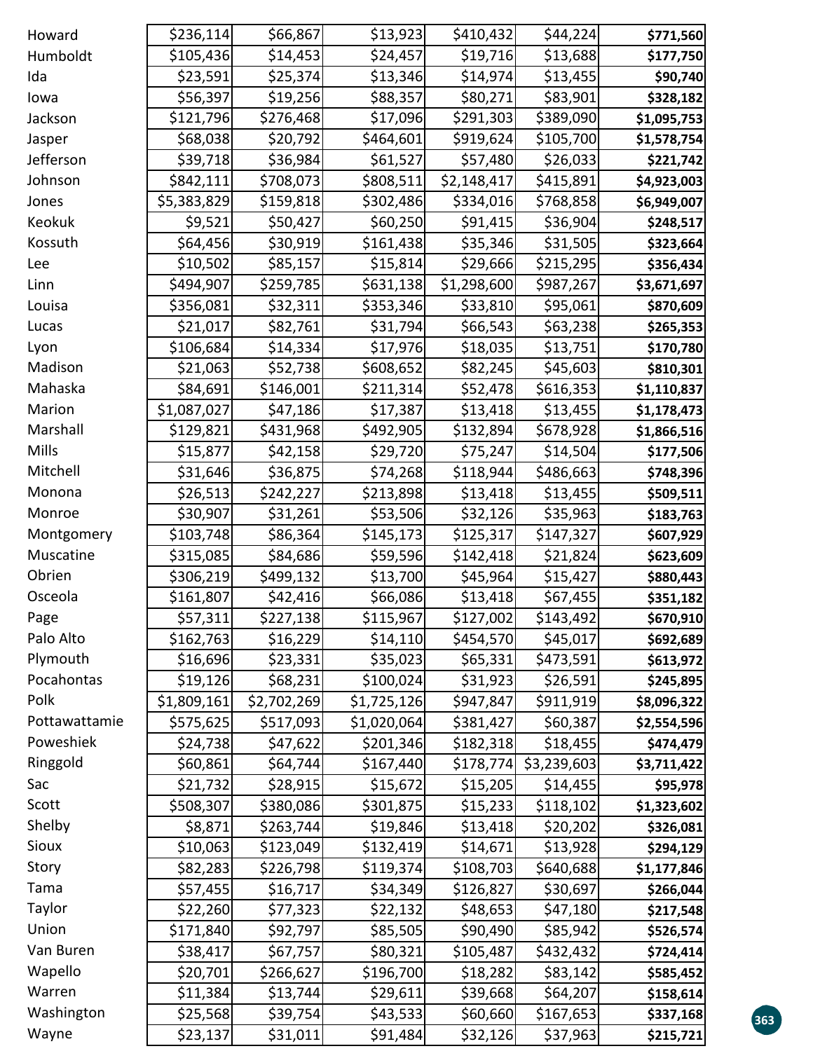| | | | | | | |
|---|---|---|---|---|---|---|
| Howard | $236,114 | $66,867 | $13,923 | $410,432 | $44,224 | **$771,560** |
| Humboldt | $105,436 | $14,453 | $24,457 | $19,716 | $13,688 | **$177,750** |
| Ida | $23,591 | $25,374 | $13,346 | $14,974 | $13,455 | **$90,740** |
| Iowa | $56,397 | $19,256 | $88,357 | $80,271 | $83,901 | **$328,182** |
| Jackson | $121,796 | $276,468 | $17,096 | $291,303 | $389,090 | **$1,095,753** |
| Jasper | $68,038 | $20,792 | $464,601 | $919,624 | $105,700 | **$1,578,754** |
| Jefferson | $39,718 | $36,984 | $61,527 | $57,480 | $26,033 | **$221,742** |
| Johnson | $842,111 | $708,073 | $808,511 | $2,148,417 | $415,891 | **$4,923,003** |
| Jones | $5,383,829 | $159,818 | $302,486 | $334,016 | $768,858 | **$6,949,007** |
| Keokuk | $9,521 | $50,427 | $60,250 | $91,415 | $36,904 | **$248,517** |
| Kossuth | $64,456 | $30,919 | $161,438 | $35,346 | $31,505 | **$323,664** |
| Lee | $10,502 | $85,157 | $15,814 | $29,666 | $215,295 | **$356,434** |
| Linn | $494,907 | $259,785 | $631,138 | $1,298,600 | $987,267 | **$3,671,697** |
| Louisa | $356,081 | $32,311 | $353,346 | $33,810 | $95,061 | **$870,609** |
| Lucas | $21,017 | $82,761 | $31,794 | $66,543 | $63,238 | **$265,353** |
| Lyon | $106,684 | $14,334 | $17,976 | $18,035 | $13,751 | **$170,780** |
| Madison | $21,063 | $52,738 | $608,652 | $82,245 | $45,603 | **$810,301** |
| Mahaska | $84,691 | $146,001 | $211,314 | $52,478 | $616,353 | **$1,110,837** |
| Marion | $1,087,027 | $47,186 | $17,387 | $13,418 | $13,455 | **$1,178,473** |
| Marshall | $129,821 | $431,968 | $492,905 | $132,894 | $678,928 | **$1,866,516** |
| Mills | $15,877 | $42,158 | $29,720 | $75,247 | $14,504 | **$177,506** |
| Mitchell | $31,646 | $36,875 | $74,268 | $118,944 | $486,663 | **$748,396** |
| Monona | $26,513 | $242,227 | $213,898 | $13,418 | $13,455 | **$509,511** |
| Monroe | $30,907 | $31,261 | $53,506 | $32,126 | $35,963 | **$183,763** |
| Montgomery | $103,748 | $86,364 | $145,173 | $125,317 | $147,327 | **$607,929** |
| Muscatine | $315,085 | $84,686 | $59,596 | $142,418 | $21,824 | **$623,609** |
| Obrien | $306,219 | $499,132 | $13,700 | $45,964 | $15,427 | **$880,443** |
| Osceola | $161,807 | $42,416 | $66,086 | $13,418 | $67,455 | **$351,182** |
| Page | $57,311 | $227,138 | $115,967 | $127,002 | $143,492 | **$670,910** |
| Palo Alto | $162,763 | $16,229 | $14,110 | $454,570 | $45,017 | **$692,689** |
| Plymouth | $16,696 | $23,331 | $35,023 | $65,331 | $473,591 | **$613,972** |
| Pocahontas | $19,126 | $68,231 | $100,024 | $31,923 | $26,591 | **$245,895** |
| Polk | $1,809,161 | $2,702,269 | $1,725,126 | $947,847 | $911,919 | **$8,096,322** |
| Pottawattamie | $575,625 | $517,093 | $1,020,064 | $381,427 | $60,387 | **$2,554,596** |
| Poweshiek | $24,738 | $47,622 | $201,346 | $182,318 | $18,455 | **$474,479** |
| Ringgold | $60,861 | $64,744 | $167,440 | $178,774 | $3,239,603 | **$3,711,422** |
| Sac | $21,732 | $28,915 | $15,672 | $15,205 | $14,455 | **$95,978** |
| Scott | $508,307 | $380,086 | $301,875 | $15,233 | $118,102 | **$1,323,602** |
| Shelby | $8,871 | $263,744 | $19,846 | $13,418 | $20,202 | **$326,081** |
| Sioux | $10,063 | $123,049 | $132,419 | $14,671 | $13,928 | **$294,129** |
| Story | $82,283 | $226,798 | $119,374 | $108,703 | $640,688 | **$1,177,846** |
| Tama | $57,455 | $16,717 | $34,349 | $126,827 | $30,697 | **$266,044** |
| Taylor | $22,260 | $77,323 | $22,132 | $48,653 | $47,180 | **$217,548** |
| Union | $171,840 | $92,797 | $85,505 | $90,490 | $85,942 | **$526,574** |
| Van Buren | $38,417 | $67,757 | $80,321 | $105,487 | $432,432 | **$724,414** |
| Wapello | $20,701 | $266,627 | $196,700 | $18,282 | $83,142 | **$585,452** |
| Warren | $11,384 | $13,744 | $29,611 | $39,668 | $64,207 | **$158,614** |
| Washington | $25,568 | $39,754 | $43,533 | $60,660 | $167,653 | **$337,168** |
| Wayne | $23,137 | $31,011 | $91,484 | $32,126 | $37,963 | **$215,721** |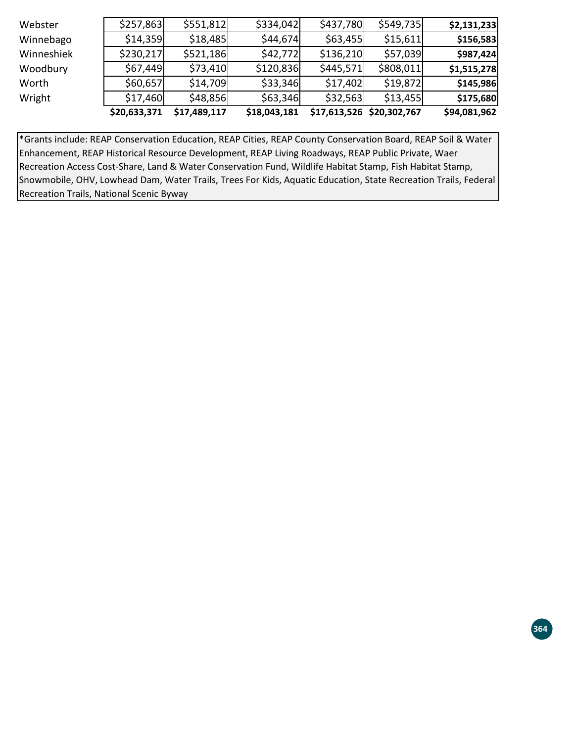| | | | | | | |
|---|---|---|---|---|---|---|
| Webster | $257,863 | $551,812 | $334,042 | $437,780 | $549,735 | **$2,131,233** |
| Winnebago | $14,359 | $18,485 | $44,674 | $63,455 | $15,611 | **$156,583** |
| Winneshiek | $230,217 | $521,186 | $42,772 | $136,210 | $57,039 | **$987,424** |
| Woodbury | $67,449 | $73,410 | $120,836 | $445,571 | $808,011 | **$1,515,278** |
| Worth | $60,657 | $14,709 | $33,346 | $17,402 | $19,872 | **$145,986** |
| Wright | $17,460 | $48,856 | $63,346 | $32,563 | $13,455 | **$175,680** |
| | **$20,633,371** | **$17,489,117** | **$18,043,181** | **$17,613,526** | **$20,302,767** | **$94,081,962** |

*Grants include: REAP Conservation Education, REAP Cities, REAP County Conservation Board, REAP Soil & Water Enhancement, REAP Historical Resource Development, REAP Living Roadways, REAP Public Private, Waer Recreation Access Cost-Share, Land & Water Conservation Fund, Wildlife Habitat Stamp, Fish Habitat Stamp, Snowmobile, OHV, Lowhead Dam, Water Trails, Trees For Kids, Aquatic Education, State Recreation Trails, Federal Recreation Trails, National Scenic Byway